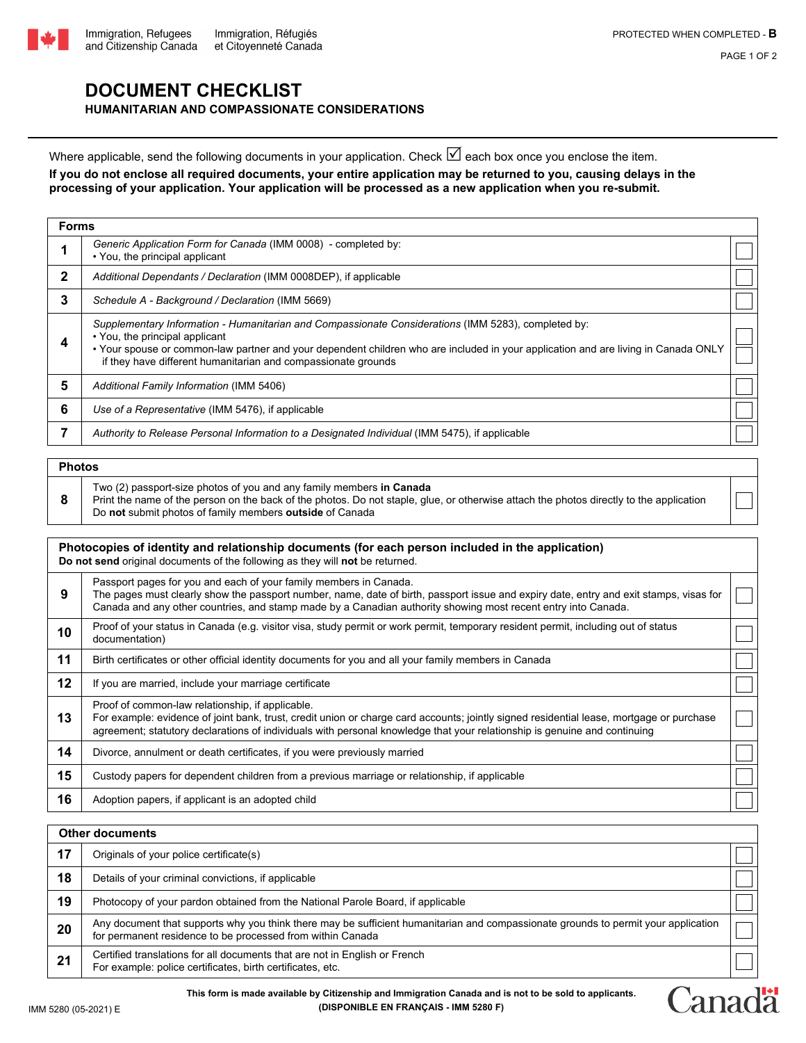Immigration, Refugees and Citizenship Canada / Immigration, Réfugiés et Citoyenneté Canada

PROTECTED WHEN COMPLETED - **B**

# DOCUMENT CHECKLIST

## HUMANITARIAN AND COMPASSIONATE CONSIDERATIONS

Where applicable, send the following documents in your application. Check ☑ each box once you enclose the item.

**If you do not enclose all required documents, your entire application may be returned to you, causing delays in the processing of your application. Your application will be processed as a new application when you re-submit.**

| **Forms** | | |
|---|---|---|
| **1** | *Generic Application Form for Canada* (IMM 0008) - completed by:<br>• You, the principal applicant | ☐ |
| **2** | *Additional Dependants / Declaration* (IMM 0008DEP), if applicable | ☐ |
| **3** | *Schedule A - Background / Declaration* (IMM 5669) | ☐ |
| **4** | *Supplementary Information - Humanitarian and Compassionate Considerations* (IMM 5283), completed by:<br>• You, the principal applicant<br>• Your spouse or common-law partner and your dependent children who are included in your application and are living in Canada ONLY if they have different humanitarian and compassionate grounds | ☐<br>☐ |
| **5** | *Additional Family Information* (IMM 5406) | ☐ |
| **6** | *Use of a Representative* (IMM 5476), if applicable | ☐ |
| **7** | *Authority to Release Personal Information to a Designated Individual* (IMM 5475), if applicable | ☐ |

| **Photos** | | |
|---|---|---|
| **8** | Two (2) passport-size photos of you and any family members **in Canada**<br>Print the name of the person on the back of the photos. Do not staple, glue, or otherwise attach the photos directly to the application<br>Do **not** submit photos of family members **outside** of Canada | ☐ |

| **Photocopies of identity and relationship documents (for each person included in the application)**<br>**Do not send** original documents of the following as they will **not** be returned. | | |
|---|---|---|
| **9** | Passport pages for you and each of your family members in Canada.<br>The pages must clearly show the passport number, name, date of birth, passport issue and expiry date, entry and exit stamps, visas for Canada and any other countries, and stamp made by a Canadian authority showing most recent entry into Canada. | ☐ |
| **10** | Proof of your status in Canada (e.g. visitor visa, study permit or work permit, temporary resident permit, including out of status documentation) | ☐ |
| **11** | Birth certificates or other official identity documents for you and all your family members in Canada | ☐ |
| **12** | If you are married, include your marriage certificate | ☐ |
| **13** | Proof of common-law relationship, if applicable.<br>For example: evidence of joint bank, trust, credit union or charge card accounts; jointly signed residential lease, mortgage or purchase agreement; statutory declarations of individuals with personal knowledge that your relationship is genuine and continuing | ☐ |
| **14** | Divorce, annulment or death certificates, if you were previously married | ☐ |
| **15** | Custody papers for dependent children from a previous marriage or relationship, if applicable | ☐ |
| **16** | Adoption papers, if applicant is an adopted child | ☐ |

| **Other documents** | | |
|---|---|---|
| **17** | Originals of your police certificate(s) | ☐ |
| **18** | Details of your criminal convictions, if applicable | ☐ |
| **19** | Photocopy of your pardon obtained from the National Parole Board, if applicable | ☐ |
| **20** | Any document that supports why you think there may be sufficient humanitarian and compassionate grounds to permit your application for permanent residence to be processed from within Canada | ☐ |
| **21** | Certified translations for all documents that are not in English or French<br>For example: police certificates, birth certificates, etc. | ☐ |

IMM 5280 (05-2021) E

**This form is made available by Citizenship and Immigration Canada and is not to be sold to applicants.**
**(DISPONIBLE EN FRANÇAIS - IMM 5280 F)**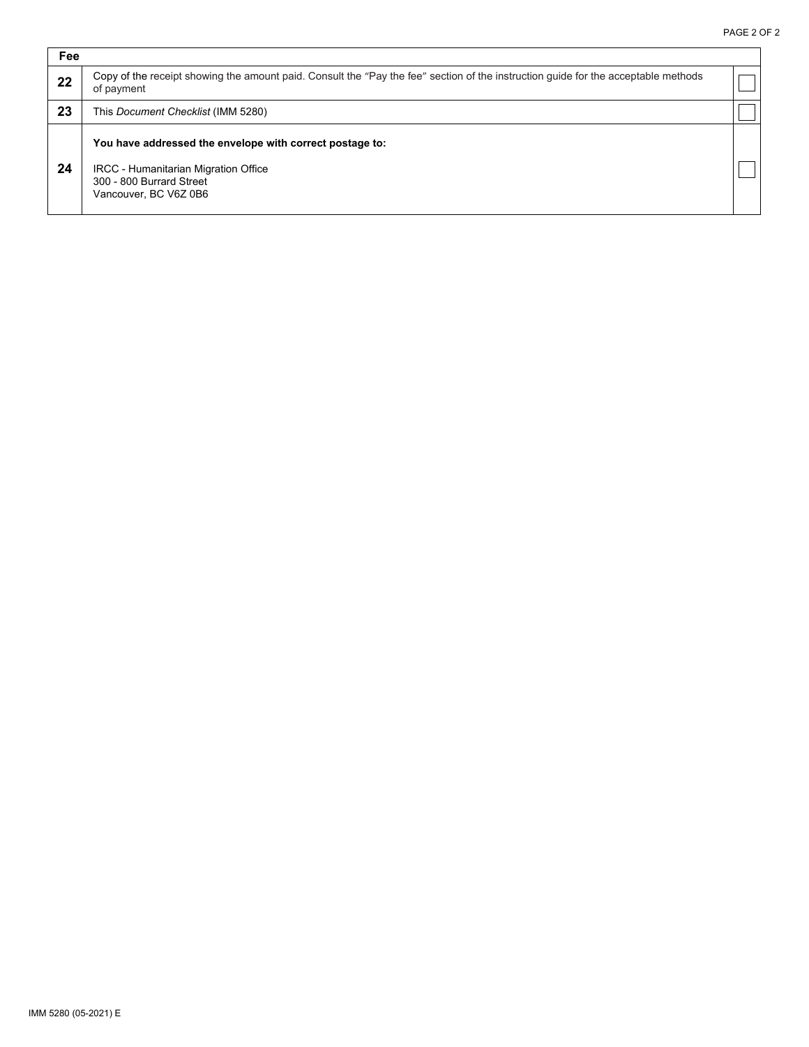| Fee | | |
|---|---|---|
| **22** | Copy of the receipt showing the amount paid. Consult the "Pay the fee" section of the instruction guide for the acceptable methods of payment | ☐ |
| **23** | This *Document Checklist* (IMM 5280) | ☐ |
| **24** | **You have addressed the envelope with correct postage to:**<br><br>IRCC - Humanitarian Migration Office<br>300 - 800 Burrard Street<br>Vancouver, BC V6Z 0B6 | ☐ |

IMM 5280 (05-2021) E